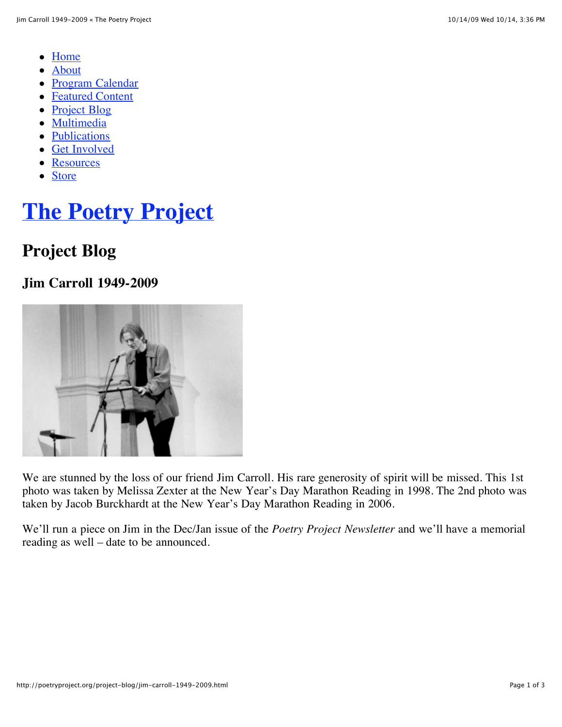- Home
- About
- Program Calendar
- Featured Content
- Project Blog
- Multimedia
- Publications
- Get Involved
- Resources
- Store

# The Poetry Project

## Project Blog

### Jim Carroll 1949-2009

We are stunned by the loss of our friend Jim Carroll. His rare generosity of spirit will be missed. This 1st photo was taken by Melissa Zexter at the New Year's Day Marathon Reading in 1998. The 2nd photo was taken by Jacob Burckhardt at the New Year's Day Marathon Reading in 2006.

We'll run a piece on Jim in the Dec/Jan issue of the *Poetry Project Newsletter* and we'll have a memorial reading as well – date to be announced.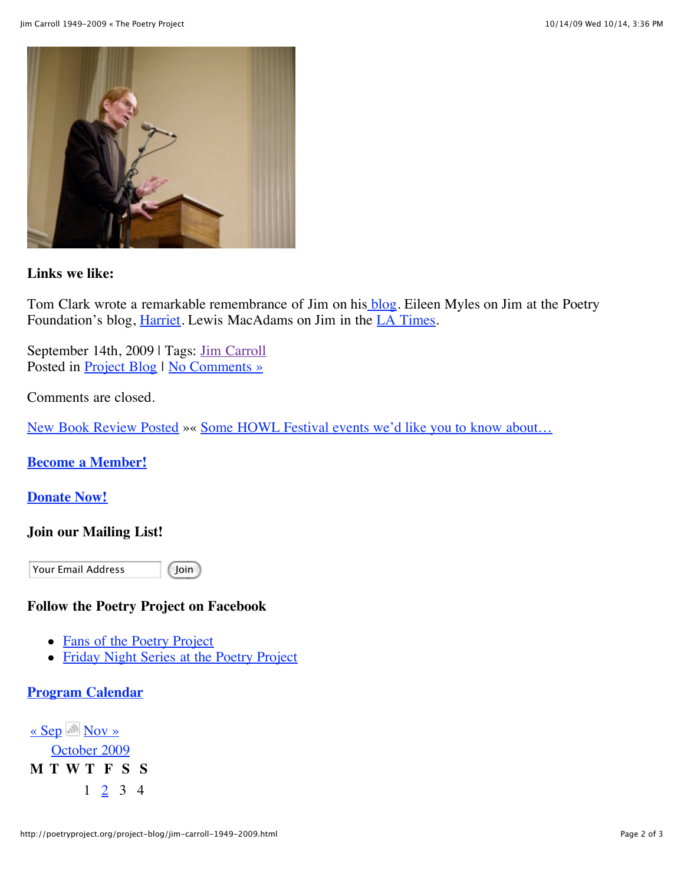**Links we like:**

Tom Clark wrote a remarkable remembrance of Jim on his blog. Eileen Myles on Jim at the Poetry Foundation's blog, Harriet. Lewis MacAdams on Jim in the LA Times.

September 14th, 2009 | Tags: Jim Carroll
Posted in Project Blog | No Comments »

Comments are closed.

New Book Review Posted »« Some HOWL Festival events we'd like you to know about…

**Become a Member!**

**Donate Now!**

**Join our Mailing List!**

Your Email Address   Join

**Follow the Poetry Project on Facebook**

- Fans of the Poetry Project
- Friday Night Series at the Poetry Project

**Program Calendar**

« Sep   Nov »

October 2009

| M | T | W | T | F | S | S |
|---|---|---|---|---|---|---|
| | | | 1 | 2 | 3 | 4 |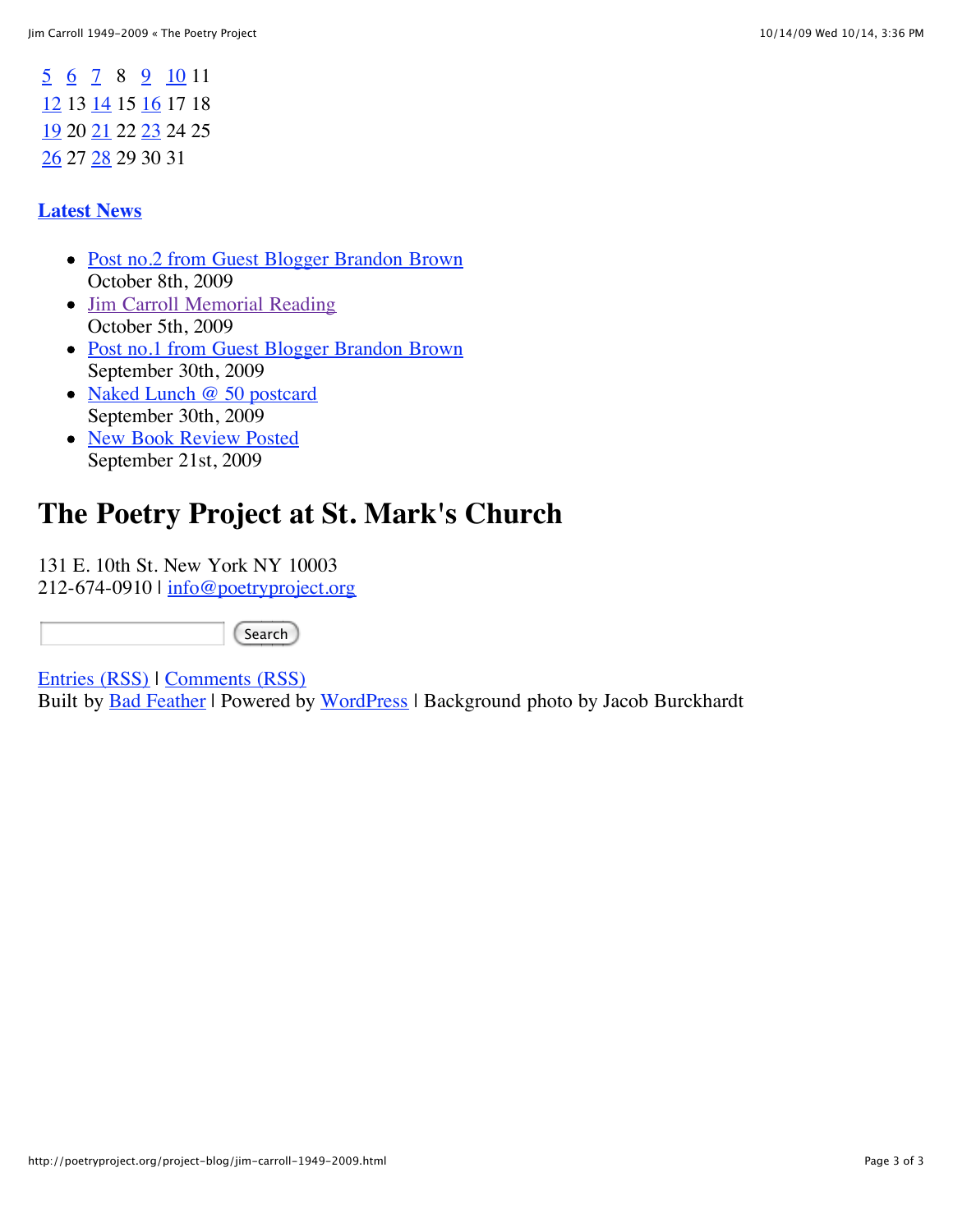5 6 7 8 9 10 11
12 13 14 15 16 17 18
19 20 21 22 23 24 25
26 27 28 29 30 31

### Latest News

- Post no.2 from Guest Blogger Brandon Brown
  October 8th, 2009
- Jim Carroll Memorial Reading
  October 5th, 2009
- Post no.1 from Guest Blogger Brandon Brown
  September 30th, 2009
- Naked Lunch @ 50 postcard
  September 30th, 2009
- New Book Review Posted
  September 21st, 2009

# The Poetry Project at St. Mark's Church

131 E. 10th St. New York NY 10003
212-674-0910 | info@poetryproject.org

Search

Entries (RSS) | Comments (RSS)
Built by Bad Feather | Powered by WordPress | Background photo by Jacob Burckhardt